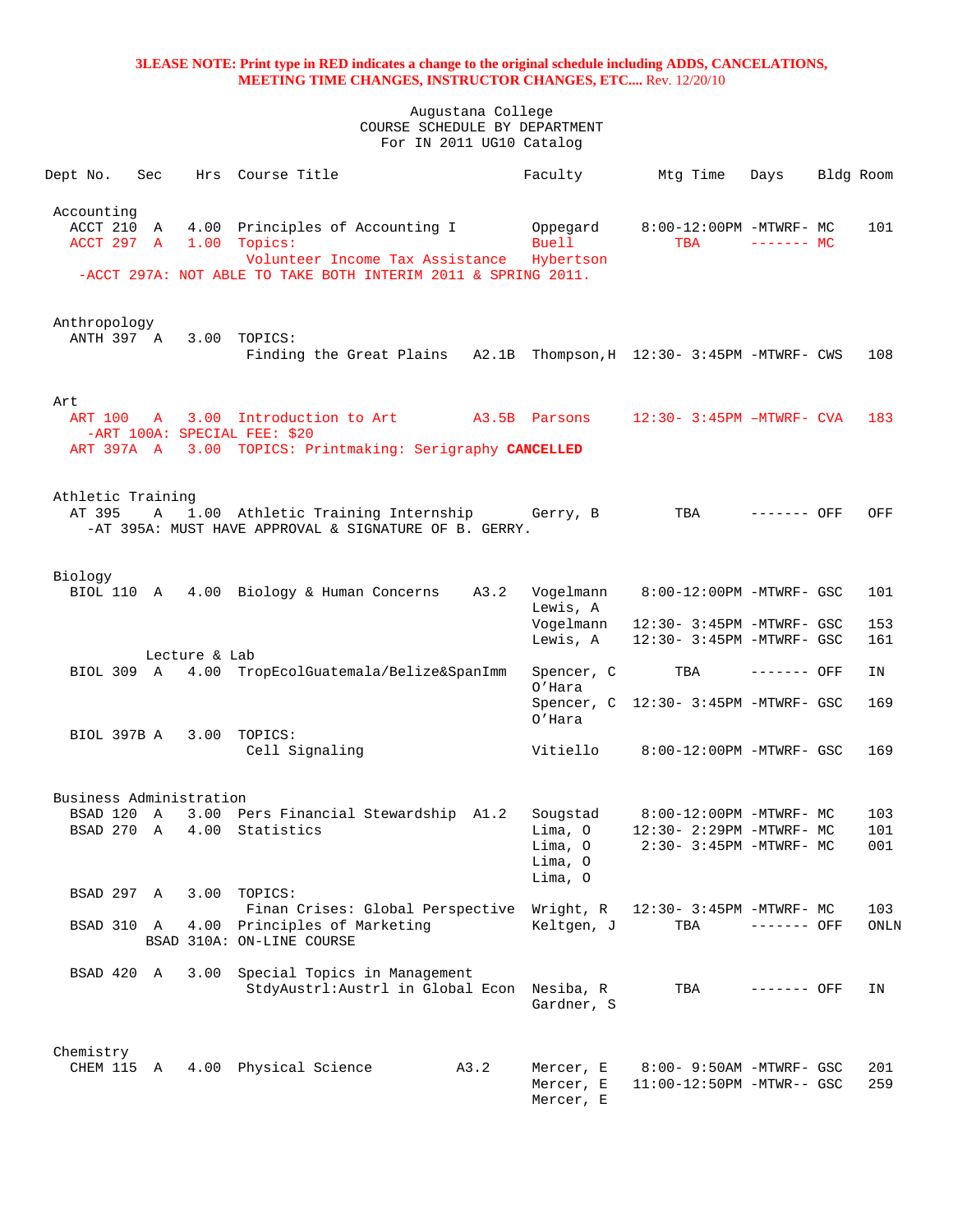**3LEASE NOTE: Print type in RED indicates a change to the original schedule including ADDS, CANCELATIONS, MEETING TIME CHANGES, INSTRUCTOR CHANGES, ETC....** Rev. 12/20/10

Augustana College
COURSE SCHEDULE BY DEPARTMENT
For IN 2011 UG10 Catalog

| Dept No. | Sec | Hrs | Course Title | | Faculty | Mtg Time | Days | Bldg | Room |
|---|---|---|---|---|---|---|---|---|---|
| **Accounting** | | | | | | | | | |
| ACCT 210 | A | 4.00 | Principles of Accounting I | | Oppegard | 8:00-12:00PM | -MTWRF- | MC | 101 |
| ACCT 297 | A | 1.00 | Topics: Volunteer Income Tax Assistance | | Buell, Hybertson | TBA | ------- | MC | |
| -ACCT 297A: NOT ABLE TO TAKE BOTH INTERIM 2011 & SPRING 2011. | | | | | | | | | |
| **Anthropology** | | | | | | | | | |
| ANTH 397 | A | 3.00 | TOPICS: Finding the Great Plains | A2.1B | Thompson,H | 12:30- 3:45PM | -MTWRF- | CWS | 108 |
| **Art** | | | | | | | | | |
| ART 100 | A | 3.00 | Introduction to Art | A3.5B | Parsons | 12:30- 3:45PM | –MTWRF- | CVA | 183 |
| -ART 100A: SPECIAL FEE: $20 | | | | | | | | | |
| ART 397A | A | 3.00 | TOPICS: Printmaking: Serigraphy **CANCELLED** | | | | | | |
| **Athletic Training** | | | | | | | | | |
| AT 395 | A | 1.00 | Athletic Training Internship | | Gerry, B | TBA | ------- | OFF | OFF |
| -AT 395A: MUST HAVE APPROVAL & SIGNATURE OF B. GERRY. | | | | | | | | | |
| **Biology** | | | | | | | | | |
| BIOL 110 | A | 4.00 | Biology & Human Concerns | A3.2 | Vogelmann, Lewis, A | 8:00-12:00PM | -MTWRF- | GSC | 101 |
| | | | | | Vogelmann | 12:30- 3:45PM | -MTWRF- | GSC | 153 |
| | | | | | Lewis, A | 12:30- 3:45PM | -MTWRF- | GSC | 161 |
| | Lecture & Lab | | | | | | | | |
| BIOL 309 | A | 4.00 | TropEcolGuatemala/Belize&SpanImm | | Spencer, C, O'Hara | TBA | ------- | OFF | IN |
| | | | | | Spencer, C, O'Hara | 12:30- 3:45PM | -MTWRF- | GSC | 169 |
| BIOL 397B | A | 3.00 | TOPICS: Cell Signaling | | Vitiello | 8:00-12:00PM | -MTWRF- | GSC | 169 |
| **Business Administration** | | | | | | | | | |
| BSAD 120 | A | 3.00 | Pers Financial Stewardship | A1.2 | Sougstad | 8:00-12:00PM | -MTWRF- | MC | 103 |
| BSAD 270 | A | 4.00 | Statistics | | Lima, O | 12:30- 2:29PM | -MTWRF- | MC | 101 |
| | | | | | Lima, O | 2:30- 3:45PM | -MTWRF- | MC | 001 |
| | | | | | Lima, O | | | | |
| | | | | | Lima, O | | | | |
| BSAD 297 | A | 3.00 | TOPICS: Finan Crises: Global Perspective | | Wright, R | 12:30- 3:45PM | -MTWRF- | MC | 103 |
| BSAD 310 | A | 4.00 | Principles of Marketing | | Keltgen, J | TBA | ------- | OFF | ONLN |
| | BSAD 310A: ON-LINE COURSE | | | | | | | | |
| BSAD 420 | A | 3.00 | Special Topics in Management: StdyAustrl:Austrl in Global Econ | | Nesiba, R, Gardner, S | TBA | ------- | OFF | IN |
| **Chemistry** | | | | | | | | | |
| CHEM 115 | A | 4.00 | Physical Science | A3.2 | Mercer, E | 8:00- 9:50AM | -MTWRF- | GSC | 201 |
| | | | | | Mercer, E | 11:00-12:50PM | -MTWR-- | GSC | 259 |
| | | | | | Mercer, E | | | | |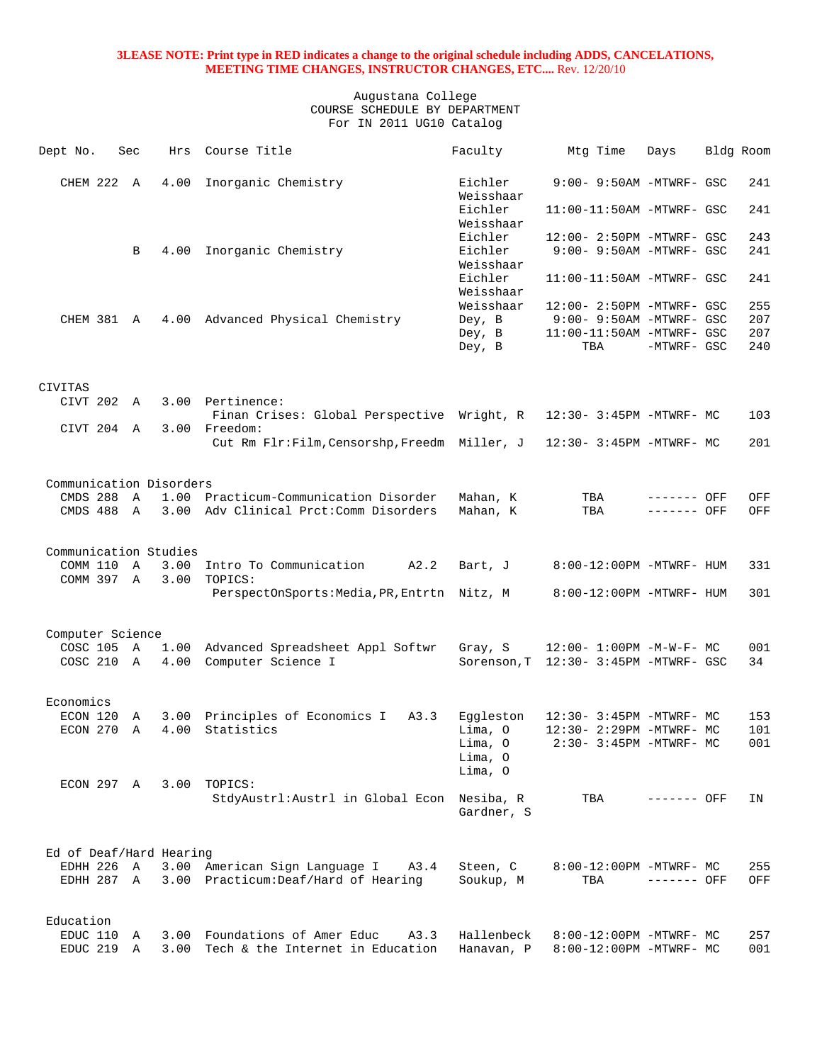**3LEASE NOTE: Print type in RED indicates a change to the original schedule including ADDS, CANCELATIONS, MEETING TIME CHANGES, INSTRUCTOR CHANGES, ETC....** Rev. 12/20/10

Augustana College
COURSE SCHEDULE BY DEPARTMENT
For IN 2011 UG10 Catalog

| Dept No. | Sec | Hrs | Course Title | Faculty | Mtg Time | Days | Bldg | Room |
|---|---|---|---|---|---|---|---|---|
| CHEM 222 | A | 4.00 | Inorganic Chemistry | Eichler Weisshaar | 9:00- 9:50AM | -MTWRF- | GSC | 241 |
| | | | | Eichler Weisshaar | 11:00-11:50AM | -MTWRF- | GSC | 241 |
| | | | | Eichler | 12:00- 2:50PM | -MTWRF- | GSC | 243 |
| | B | 4.00 | Inorganic Chemistry | Eichler Weisshaar | 9:00- 9:50AM | -MTWRF- | GSC | 241 |
| | | | | Eichler Weisshaar | 11:00-11:50AM | -MTWRF- | GSC | 241 |
| | | | | Weisshaar | 12:00- 2:50PM | -MTWRF- | GSC | 255 |
| CHEM 381 | A | 4.00 | Advanced Physical Chemistry | Dey, B | 9:00- 9:50AM | -MTWRF- | GSC | 207 |
| | | | | Dey, B | 11:00-11:50AM | -MTWRF- | GSC | 207 |
| | | | | Dey, B | TBA | -MTWRF- | GSC | 240 |
| **CIVITAS** | | | | | | | | |
| CIVT 202 | A | 3.00 | Pertinence: Finan Crises: Global Perspective | Wright, R | 12:30- 3:45PM | -MTWRF- | MC | 103 |
| CIVT 204 | A | 3.00 | Freedom: Cut Rm Flr:Film,Censorshp,Freedm | Miller, J | 12:30- 3:45PM | -MTWRF- | MC | 201 |
| **Communication Disorders** | | | | | | | | |
| CMDS 288 | A | 1.00 | Practicum-Communication Disorder | Mahan, K | TBA | ------- | OFF | OFF |
| CMDS 488 | A | 3.00 | Adv Clinical Prct:Comm Disorders | Mahan, K | TBA | ------- | OFF | OFF |
| **Communication Studies** | | | | | | | | |
| COMM 110 | A | 3.00 | Intro To Communication A2.2 | Bart, J | 8:00-12:00PM | -MTWRF- | HUM | 331 |
| COMM 397 | A | 3.00 | TOPICS: PerspectOnSports:Media,PR,Entrtn | Nitz, M | 8:00-12:00PM | -MTWRF- | HUM | 301 |
| **Computer Science** | | | | | | | | |
| COSC 105 | A | 1.00 | Advanced Spreadsheet Appl Softwr | Gray, S | 12:00- 1:00PM | -M-W-F- | MC | 001 |
| COSC 210 | A | 4.00 | Computer Science I | Sorenson,T | 12:30- 3:45PM | -MTWRF- | GSC | 34 |
| **Economics** | | | | | | | | |
| ECON 120 | A | 3.00 | Principles of Economics I A3.3 | Eggleston | 12:30- 3:45PM | -MTWRF- | MC | 153 |
| ECON 270 | A | 4.00 | Statistics | Lima, O | 12:30- 2:29PM | -MTWRF- | MC | 101 |
| | | | | Lima, O Lima, O Lima, O | 2:30- 3:45PM | -MTWRF- | MC | 001 |
| ECON 297 | A | 3.00 | TOPICS: StdyAustrl:Austrl in Global Econ | Nesiba, R Gardner, S | TBA | ------- | OFF | IN |
| **Ed of Deaf/Hard Hearing** | | | | | | | | |
| EDHH 226 | A | 3.00 | American Sign Language I A3.4 | Steen, C | 8:00-12:00PM | -MTWRF- | MC | 255 |
| EDHH 287 | A | 3.00 | Practicum:Deaf/Hard of Hearing | Soukup, M | TBA | ------- | OFF | OFF |
| **Education** | | | | | | | | |
| EDUC 110 | A | 3.00 | Foundations of Amer Educ A3.3 | Hallenbeck | 8:00-12:00PM | -MTWRF- | MC | 257 |
| EDUC 219 | A | 3.00 | Tech & the Internet in Education | Hanavan, P | 8:00-12:00PM | -MTWRF- | MC | 001 |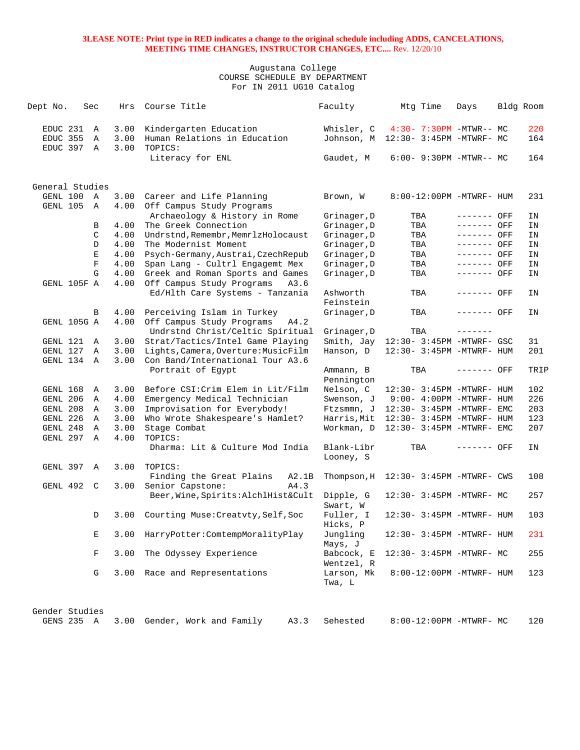**3LEASE NOTE: Print type in RED indicates a change to the original schedule including ADDS, CANCELATIONS, MEETING TIME CHANGES, INSTRUCTOR CHANGES, ETC....** Rev. 12/20/10

Augustana College
COURSE SCHEDULE BY DEPARTMENT
For IN 2011 UG10 Catalog

| Dept No. | Sec | Hrs | Course Title | Faculty | Mtg Time | Days | Bldg | Room |
|---|---|---|---|---|---|---|---|---|
| EDUC 231 | A | 3.00 | Kindergarten Education | Whisler, C | 4:30- 7:30PM | -MTWR-- | MC | 220 |
| EDUC 355 | A | 3.00 | Human Relations in Education | Johnson, M | 12:30- 3:45PM | -MTWRF- | MC | 164 |
| EDUC 397 | A | 3.00 | TOPICS: | | | | | |
| | | | Literacy for ENL | Gaudet, M | 6:00- 9:30PM | -MTWR-- | MC | 164 |
| **General Studies** | | | | | | | | |
| GENL 100 | A | 3.00 | Career and Life Planning | Brown, W | 8:00-12:00PM | -MTWRF- | HUM | 231 |
| GENL 105 | A | 4.00 | Off Campus Study Programs | | | | | |
| | | | Archaeology & History in Rome | Grinager,D | TBA | ------- | OFF | IN |
| | B | 4.00 | The Greek Connection | Grinager,D | TBA | ------- | OFF | IN |
| | C | 4.00 | Undrstnd,Remembr,MemrlzHolocaust | Grinager,D | TBA | ------- | OFF | IN |
| | D | 4.00 | The Modernist Moment | Grinager,D | TBA | ------- | OFF | IN |
| | E | 4.00 | Psych-Germany,Austrai,CzechRepub | Grinager,D | TBA | ------- | OFF | IN |
| | F | 4.00 | Span Lang - Cultrl Engagemt Mex | Grinager,D | TBA | ------- | OFF | IN |
| | G | 4.00 | Greek and Roman Sports and Games | Grinager,D | TBA | ------- | OFF | IN |
| GENL 105F | A | 4.00 | Off Campus Study Programs A3.6 | | | | | |
| | | | Ed/Hlth Care Systems - Tanzania | Ashworth<br>Feinstein | TBA | ------- | OFF | IN |
| | B | 4.00 | Perceiving Islam in Turkey | Grinager,D | TBA | ------- | OFF | IN |
| GENL 105G | A | 4.00 | Off Campus Study Programs A4.2 | | | | | |
| | | | Undrstnd Christ/Celtic Spiritual | Grinager,D | TBA | ------- | | |
| GENL 121 | A | 3.00 | Strat/Tactics/Intel Game Playing | Smith, Jay | 12:30- 3:45PM | -MTWRF- | GSC | 31 |
| GENL 127 | A | 3.00 | Lights,Camera,Overture:MusicFilm | Hanson, D | 12:30- 3:45PM | -MTWRF- | HUM | 201 |
| GENL 134 | A | 3.00 | Con Band/International Tour A3.6 | | | | | |
| | | | Portrait of Egypt | Ammann, B<br>Pennington | TBA | ------- | OFF | TRIP |
| GENL 168 | A | 3.00 | Before CSI:Crim Elem in Lit/Film | Nelson, C | 12:30- 3:45PM | -MTWRF- | HUM | 102 |
| GENL 206 | A | 4.00 | Emergency Medical Technician | Swenson, J | 9:00- 4:00PM | -MTWRF- | HUM | 226 |
| GENL 208 | A | 3.00 | Improvisation for Everybody! | Ftzsmmn, J | 12:30- 3:45PM | -MTWRF- | EMC | 203 |
| GENL 226 | A | 3.00 | Who Wrote Shakespeare's Hamlet? | Harris,Mit | 12:30- 3:45PM | -MTWRF- | HUM | 123 |
| GENL 248 | A | 3.00 | Stage Combat | Workman, D | 12:30- 3:45PM | -MTWRF- | EMC | 207 |
| GENL 297 | A | 4.00 | TOPICS: | | | | | |
| | | | Dharma: Lit & Culture Mod India | Blank-Libr<br>Looney, S | TBA | ------- | OFF | IN |
| GENL 397 | A | 3.00 | TOPICS: | | | | | |
| | | | Finding the Great Plains A2.1B | Thompson,H | 12:30- 3:45PM | -MTWRF- | CWS | 108 |
| GENL 492 | C | 3.00 | Senior Capstone: A4.3 | | | | | |
| | | | Beer,Wine,Spirits:AlchlHist&Cult | Dipple, G<br>Swart, W | 12:30- 3:45PM | -MTWRF- | MC | 257 |
| | D | 3.00 | Courting Muse:Creatvty,Self,Soc | Fuller, I<br>Hicks, P | 12:30- 3:45PM | -MTWRF- | HUM | 103 |
| | E | 3.00 | HarryPotter:ComtempMoralityPlay | Jungling<br>Mays, J | 12:30- 3:45PM | -MTWRF- | HUM | 231 |
| | F | 3.00 | The Odyssey Experience | Babcock, E<br>Wentzel, R | 12:30- 3:45PM | -MTWRF- | MC | 255 |
| | G | 3.00 | Race and Representations | Larson, Mk<br>Twa, L | 8:00-12:00PM | -MTWRF- | HUM | 123 |
| **Gender Studies** | | | | | | | | |
| GENS 235 | A | 3.00 | Gender, Work and Family A3.3 | Sehested | 8:00-12:00PM | -MTWRF- | MC | 120 |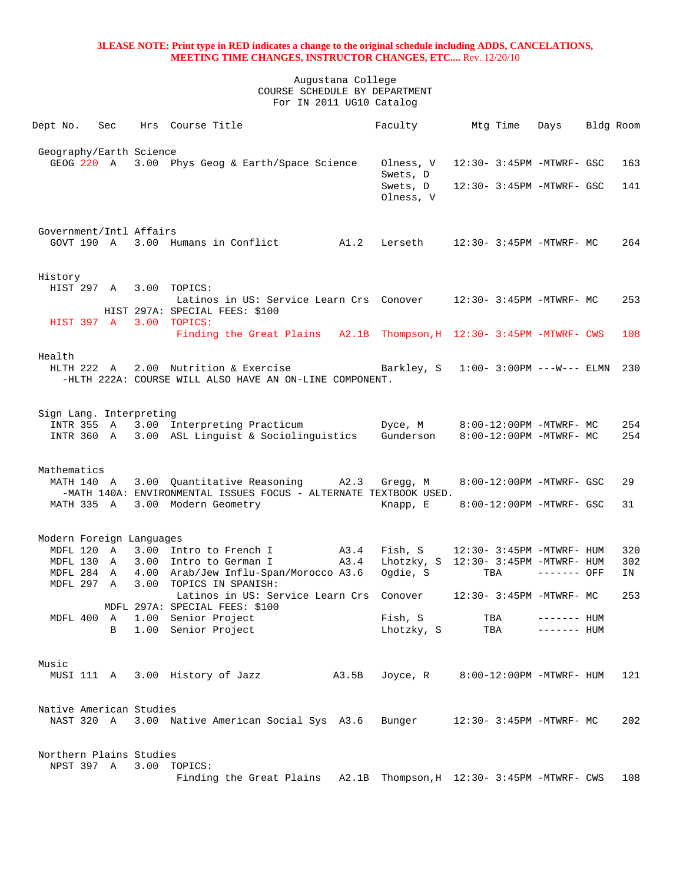**3LEASE NOTE: Print type in RED indicates a change to the original schedule including ADDS, CANCELATIONS, MEETING TIME CHANGES, INSTRUCTOR CHANGES, ETC....** Rev. 12/20/10

Augustana College
COURSE SCHEDULE BY DEPARTMENT
For IN 2011 UG10 Catalog

| Dept | No. | Sec | Hrs | Course Title | | Faculty | Mtg Time | Days | Bldg | Room |
|---|---|---|---|---|---|---|---|---|---|---|
| **Geography/Earth Science** | | | | | | | | | | |
| GEOG | 220 | A | 3.00 | Phys Geog & Earth/Space Science | | Olness, V<br>Swets, D | 12:30- 3:45PM | -MTWRF- | GSC | 163 |
| | | | | | | Swets, D<br>Olness, V | 12:30- 3:45PM | -MTWRF- | GSC | 141 |
| **Government/Intl Affairs** | | | | | | | | | | |
| GOVT | 190 | A | 3.00 | Humans in Conflict | A1.2 | Lerseth | 12:30- 3:45PM | -MTWRF- | MC | 264 |
| **History** | | | | | | | | | | |
| HIST | 297 | A | 3.00 | TOPICS:<br>Latinos in US: Service Learn Crs | | Conover | 12:30- 3:45PM | -MTWRF- | MC | 253 |
| | | | | HIST 297A: SPECIAL FEES: $100 | | | | | | |
| HIST | 397 | A | 3.00 | TOPICS:<br>Finding the Great Plains | A2.1B | Thompson,H | 12:30- 3:45PM | -MTWRF- | CWS | 108 |
| **Health** | | | | | | | | | | |
| HLTH | 222 | A | 2.00 | Nutrition & Exercise | | Barkley, S | 1:00- 3:00PM | ---W--- | ELMN | 230 |
| | | | | -HLTH 222A: COURSE WILL ALSO HAVE AN ON-LINE COMPONENT. | | | | | | |
| **Sign Lang. Interpreting** | | | | | | | | | | |
| INTR | 355 | A | 3.00 | Interpreting Practicum | | Dyce, M | 8:00-12:00PM | -MTWRF- | MC | 254 |
| INTR | 360 | A | 3.00 | ASL Linguist & Sociolinguistics | | Gunderson | 8:00-12:00PM | -MTWRF- | MC | 254 |
| **Mathematics** | | | | | | | | | | |
| MATH | 140 | A | 3.00 | Quantitative Reasoning | A2.3 | Gregg, M | 8:00-12:00PM | -MTWRF- | GSC | 29 |
| | | | | -MATH 140A: ENVIRONMENTAL ISSUES FOCUS - ALTERNATE TEXTBOOK USED. | | | | | | |
| MATH | 335 | A | 3.00 | Modern Geometry | | Knapp, E | 8:00-12:00PM | -MTWRF- | GSC | 31 |
| **Modern Foreign Languages** | | | | | | | | | | |
| MDFL | 120 | A | 3.00 | Intro to French I | A3.4 | Fish, S | 12:30- 3:45PM | -MTWRF- | HUM | 320 |
| MDFL | 130 | A | 3.00 | Intro to German I | A3.4 | Lhotzky, S | 12:30- 3:45PM | -MTWRF- | HUM | 302 |
| MDFL | 284 | A | 4.00 | Arab/Jew Influ-Span/Morocco | A3.6 | Ogdie, S | TBA | ------- | OFF | IN |
| MDFL | 297 | A | 3.00 | TOPICS IN SPANISH:<br>Latinos in US: Service Learn Crs | | Conover | 12:30- 3:45PM | -MTWRF- | MC | 253 |
| | | | | MDFL 297A: SPECIAL FEES: $100 | | | | | | |
| MDFL | 400 | A | 1.00 | Senior Project | | Fish, S | TBA | ------- | HUM | |
| | | B | 1.00 | Senior Project | | Lhotzky, S | TBA | ------- | HUM | |
| **Music** | | | | | | | | | | |
| MUSI | 111 | A | 3.00 | History of Jazz | A3.5B | Joyce, R | 8:00-12:00PM | -MTWRF- | HUM | 121 |
| **Native American Studies** | | | | | | | | | | |
| NAST | 320 | A | 3.00 | Native American Social Sys | A3.6 | Bunger | 12:30- 3:45PM | -MTWRF- | MC | 202 |
| **Northern Plains Studies** | | | | | | | | | | |
| NPST | 397 | A | 3.00 | TOPICS:<br>Finding the Great Plains | A2.1B | Thompson,H | 12:30- 3:45PM | -MTWRF- | CWS | 108 |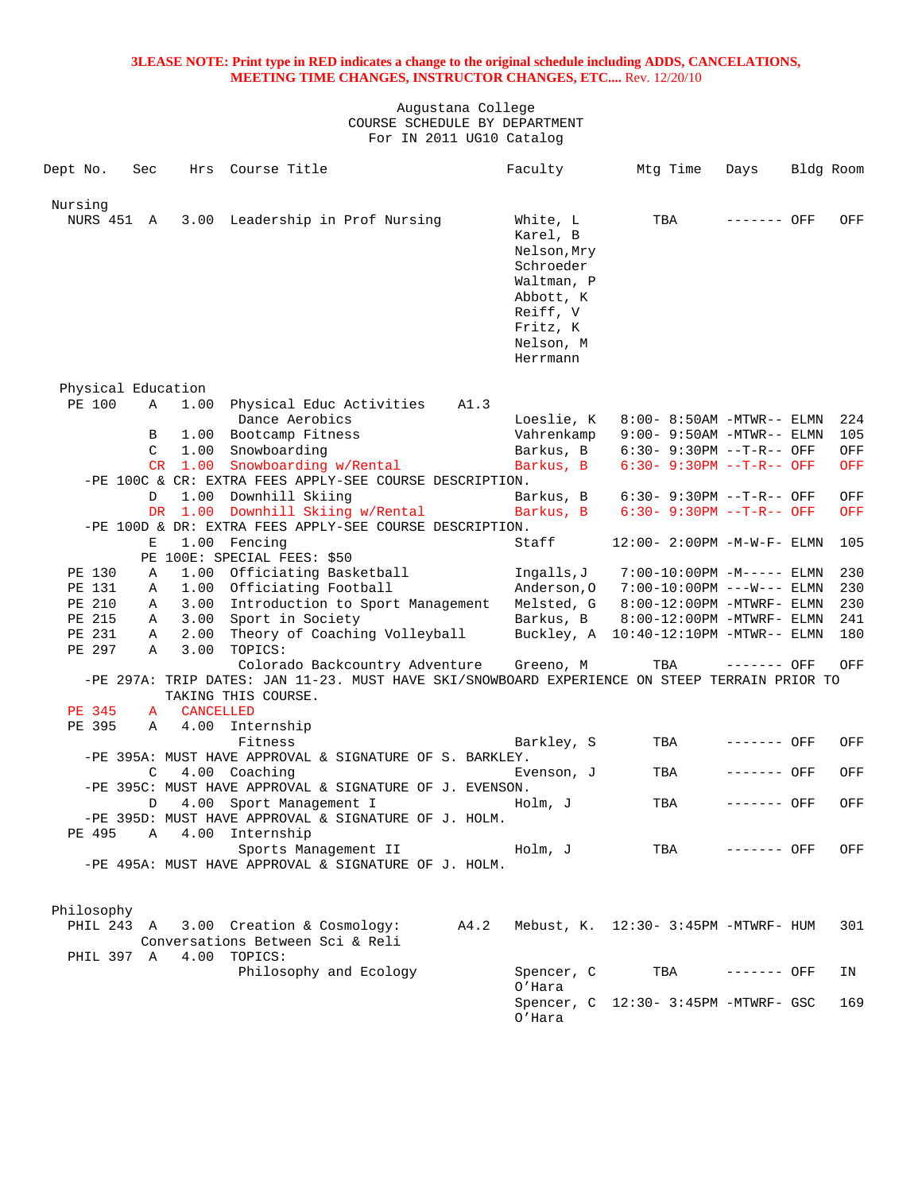**3LEASE NOTE: Print type in RED indicates a change to the original schedule including ADDS, CANCELATIONS, MEETING TIME CHANGES, INSTRUCTOR CHANGES, ETC....** Rev. 12/20/10

Augustana College
COURSE SCHEDULE BY DEPARTMENT
For IN 2011 UG10 Catalog

| Dept No. | Sec | Hrs | Course Title | | Faculty | Mtg Time | Days | Bldg | Room |
|---|---|---|---|---|---|---|---|---|---|
| **Nursing** | | | | | | | | | |
| NURS 451 | A | 3.00 | Leadership in Prof Nursing | | White, L<br>Karel, B<br>Nelson,Mry<br>Schroeder<br>Waltman, P<br>Abbott, K<br>Reiff, V<br>Fritz, K<br>Nelson, M<br>Herrmann | TBA | ------- | OFF | OFF |
| **Physical Education** | | | | | | | | | |
| PE 100 | A | 1.00 | Physical Educ Activities<br>Dance Aerobics | A1.3 | Loeslie, K | 8:00- 8:50AM | -MTWR-- | ELMN | 224 |
| | B | 1.00 | Bootcamp Fitness | | Vahrenkamp | 9:00- 9:50AM | -MTWR-- | ELMN | 105 |
| | C | 1.00 | Snowboarding | | Barkus, B | 6:30- 9:30PM | --T-R-- | OFF | OFF |
| | CR | 1.00 | Snowboarding w/Rental | | Barkus, B | 6:30- 9:30PM | --T-R-- | OFF | OFF |
| -PE 100C & CR: EXTRA FEES APPLY-SEE COURSE DESCRIPTION. | | | | | | | | | |
| | D | 1.00 | Downhill Skiing | | Barkus, B | 6:30- 9:30PM | --T-R-- | OFF | OFF |
| | DR | 1.00 | Downhill Skiing w/Rental | | Barkus, B | 6:30- 9:30PM | --T-R-- | OFF | OFF |
| -PE 100D & DR: EXTRA FEES APPLY-SEE COURSE DESCRIPTION. | | | | | | | | | |
| | E | 1.00 | Fencing | | Staff | 12:00- 2:00PM | -M-W-F- | ELMN | 105 |
| PE 100E: SPECIAL FEES: $50 | | | | | | | | | |
| PE 130 | A | 1.00 | Officiating Basketball | | Ingalls,J | 7:00-10:00PM | -M----- | ELMN | 230 |
| PE 131 | A | 1.00 | Officiating Football | | Anderson,O | 7:00-10:00PM | ---W--- | ELMN | 230 |
| PE 210 | A | 3.00 | Introduction to Sport Management | | Melsted, G | 8:00-12:00PM | -MTWRF- | ELMN | 230 |
| PE 215 | A | 3.00 | Sport in Society | | Barkus, B | 8:00-12:00PM | -MTWRF- | ELMN | 241 |
| PE 231 | A | 2.00 | Theory of Coaching Volleyball | | Buckley, A | 10:40-12:10PM | -MTWR-- | ELMN | 180 |
| PE 297 | A | 3.00 | TOPICS:<br>Colorado Backcountry Adventure | | Greeno, M | TBA | ------- | OFF | OFF |
| -PE 297A: TRIP DATES: JAN 11-23. MUST HAVE SKI/SNOWBOARD EXPERIENCE ON STEEP TERRAIN PRIOR TO TAKING THIS COURSE. | | | | | | | | | |
| PE 345 | A | CANCELLED | | | | | | | |
| PE 395 | A | 4.00 | Internship<br>Fitness | | Barkley, S | TBA | ------- | OFF | OFF |
| -PE 395A: MUST HAVE APPROVAL & SIGNATURE OF S. BARKLEY. | | | | | | | | | |
| | C | 4.00 | Coaching | | Evenson, J | TBA | ------- | OFF | OFF |
| -PE 395C: MUST HAVE APPROVAL & SIGNATURE OF J. EVENSON. | | | | | | | | | |
| | D | 4.00 | Sport Management I | | Holm, J | TBA | ------- | OFF | OFF |
| -PE 395D: MUST HAVE APPROVAL & SIGNATURE OF J. HOLM. | | | | | | | | | |
| PE 495 | A | 4.00 | Internship<br>Sports Management II | | Holm, J | TBA | ------- | OFF | OFF |
| -PE 495A: MUST HAVE APPROVAL & SIGNATURE OF J. HOLM. | | | | | | | | | |
| **Philosophy** | | | | | | | | | |
| PHIL 243 | A | 3.00 | Creation & Cosmology:<br>Conversations Between Sci & Reli | A4.2 | Mebust, K. | 12:30- 3:45PM | -MTWRF- | HUM | 301 |
| PHIL 397 | A | 4.00 | TOPICS:<br>Philosophy and Ecology | | Spencer, C<br>O'Hara | TBA | ------- | OFF | IN |
| | | | | | Spencer, C<br>O'Hara | 12:30- 3:45PM | -MTWRF- | GSC | 169 |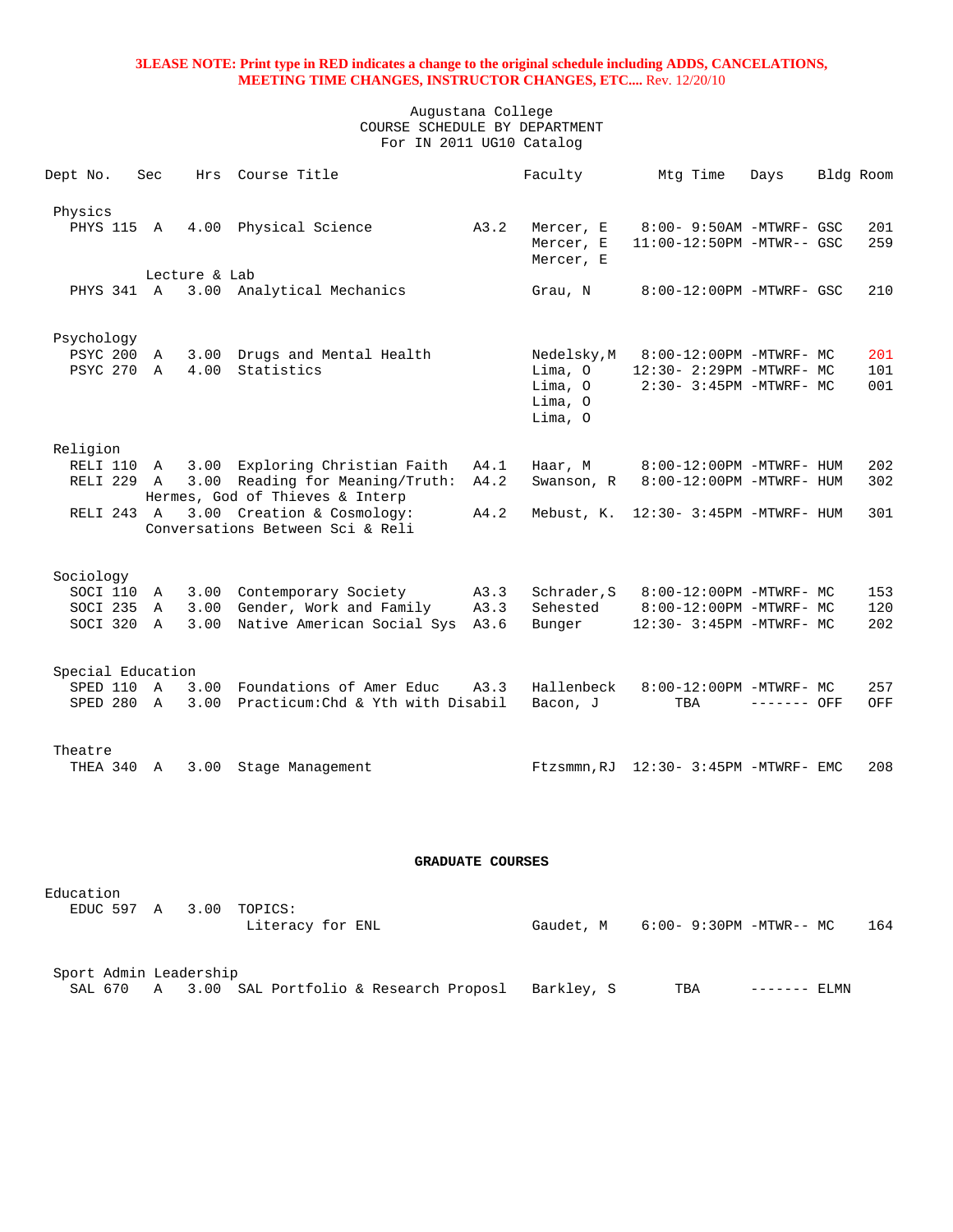**3LEASE NOTE: Print type in RED indicates a change to the original schedule including ADDS, CANCELATIONS, MEETING TIME CHANGES, INSTRUCTOR CHANGES, ETC....** Rev. 12/20/10

Augustana College
COURSE SCHEDULE BY DEPARTMENT
For IN 2011 UG10 Catalog

| Dept No. | Sec | Hrs | Course Title | | Faculty | Mtg Time | Days | Bldg | Room |
|---|---|---|---|---|---|---|---|---|---|
| **Physics** | | | | | | | | | |
| PHYS 115 | A | 4.00 | Physical Science | A3.2 | Mercer, E | 8:00- 9:50AM | -MTWRF- | GSC | 201 |
| | | | | | Mercer, E | 11:00-12:50PM | -MTWR-- | GSC | 259 |
| | | | | | Mercer, E | | | | |
| | | | Lecture & Lab | | | | | | |
| PHYS 341 | A | 3.00 | Analytical Mechanics | | Grau, N | 8:00-12:00PM | -MTWRF- | GSC | 210 |
| **Psychology** | | | | | | | | | |
| PSYC 200 | A | 3.00 | Drugs and Mental Health | | Nedelsky,M | 8:00-12:00PM | -MTWRF- | MC | 201 |
| PSYC 270 | A | 4.00 | Statistics | | Lima, O | 12:30- 2:29PM | -MTWRF- | MC | 101 |
| | | | | | Lima, O | 2:30- 3:45PM | -MTWRF- | MC | 001 |
| | | | | | Lima, O | | | | |
| | | | | | Lima, O | | | | |
| **Religion** | | | | | | | | | |
| RELI 110 | A | 3.00 | Exploring Christian Faith | A4.1 | Haar, M | 8:00-12:00PM | -MTWRF- | HUM | 202 |
| RELI 229 | A | 3.00 | Reading for Meaning/Truth: Hermes, God of Thieves & Interp | A4.2 | Swanson, R | 8:00-12:00PM | -MTWRF- | HUM | 302 |
| RELI 243 | A | 3.00 | Creation & Cosmology: Conversations Between Sci & Reli | A4.2 | Mebust, K. | 12:30- 3:45PM | -MTWRF- | HUM | 301 |
| **Sociology** | | | | | | | | | |
| SOCI 110 | A | 3.00 | Contemporary Society | A3.3 | Schrader,S | 8:00-12:00PM | -MTWRF- | MC | 153 |
| SOCI 235 | A | 3.00 | Gender, Work and Family | A3.3 | Sehested | 8:00-12:00PM | -MTWRF- | MC | 120 |
| SOCI 320 | A | 3.00 | Native American Social Sys | A3.6 | Bunger | 12:30- 3:45PM | -MTWRF- | MC | 202 |
| **Special Education** | | | | | | | | | |
| SPED 110 | A | 3.00 | Foundations of Amer Educ | A3.3 | Hallenbeck | 8:00-12:00PM | -MTWRF- | MC | 257 |
| SPED 280 | A | 3.00 | Practicum:Chd & Yth with Disabil | | Bacon, J | TBA | ------- | OFF | OFF |
| **Theatre** | | | | | | | | | |
| THEA 340 | A | 3.00 | Stage Management | | Ftzsmmn,RJ | 12:30- 3:45PM | -MTWRF- | EMC | 208 |

**GRADUATE COURSES**

| Dept No. | Sec | Hrs | Course Title | Faculty | Mtg Time | Days | Bldg | Room |
|---|---|---|---|---|---|---|---|---|
| **Education** | | | | | | | | |
| EDUC 597 | A | 3.00 | TOPICS: Literacy for ENL | Gaudet, M | 6:00- 9:30PM | -MTWR-- | MC | 164 |
| **Sport Admin Leadership** | | | | | | | | |
| SAL 670 | A | 3.00 | SAL Portfolio & Research Proposl | Barkley, S | TBA | ------- | ELMN | |